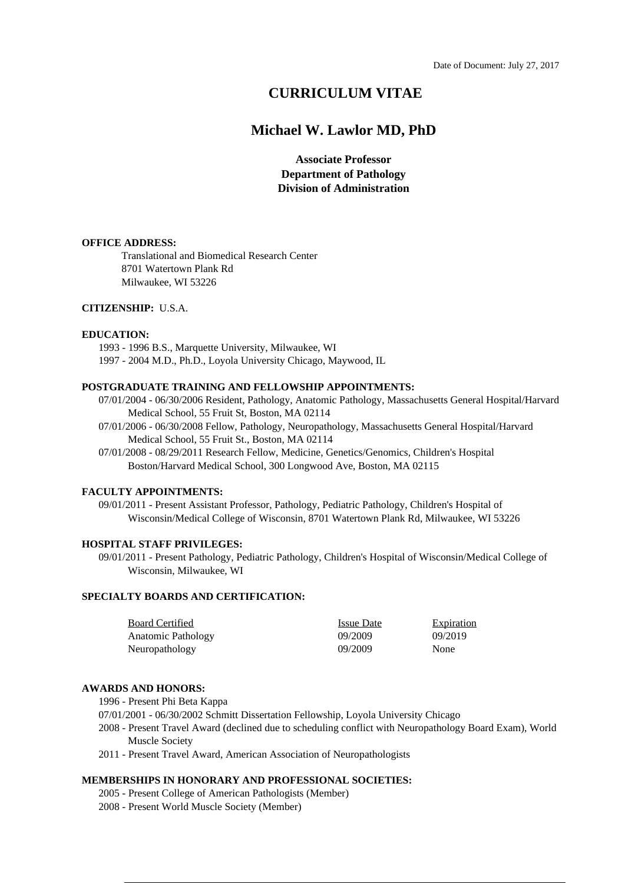Date of Document: July 27, 2017

# CURRICULUM VITAE

## Michael W. Lawlor MD, PhD

**Associate Professor**
**Department of Pathology**
**Division of Administration**

**OFFICE ADDRESS:**

Translational and Biomedical Research Center
8701 Watertown Plank Rd
Milwaukee, WI 53226

**CITIZENSHIP:** U.S.A.

**EDUCATION:**

1993 - 1996 B.S., Marquette University, Milwaukee, WI
1997 - 2004 M.D., Ph.D., Loyola University Chicago, Maywood, IL

**POSTGRADUATE TRAINING AND FELLOWSHIP APPOINTMENTS:**

07/01/2004 - 06/30/2006 Resident, Pathology, Anatomic Pathology, Massachusetts General Hospital/Harvard Medical School, 55 Fruit St, Boston, MA 02114
07/01/2006 - 06/30/2008 Fellow, Pathology, Neuropathology, Massachusetts General Hospital/Harvard Medical School, 55 Fruit St., Boston, MA 02114
07/01/2008 - 08/29/2011 Research Fellow, Medicine, Genetics/Genomics, Children's Hospital Boston/Harvard Medical School, 300 Longwood Ave, Boston, MA 02115

**FACULTY APPOINTMENTS:**

09/01/2011 - Present Assistant Professor, Pathology, Pediatric Pathology, Children's Hospital of Wisconsin/Medical College of Wisconsin, 8701 Watertown Plank Rd, Milwaukee, WI 53226

**HOSPITAL STAFF PRIVILEGES:**

09/01/2011 - Present Pathology, Pediatric Pathology, Children's Hospital of Wisconsin/Medical College of Wisconsin, Milwaukee, WI

**SPECIALTY BOARDS AND CERTIFICATION:**

| Board Certified | Issue Date | Expiration |
|---|---|---|
| Anatomic Pathology | 09/2009 | 09/2019 |
| Neuropathology | 09/2009 | None |

**AWARDS AND HONORS:**

1996 - Present Phi Beta Kappa
07/01/2001 - 06/30/2002 Schmitt Dissertation Fellowship, Loyola University Chicago
2008 - Present Travel Award (declined due to scheduling conflict with Neuropathology Board Exam), World Muscle Society
2011 - Present Travel Award, American Association of Neuropathologists

**MEMBERSHIPS IN HONORARY AND PROFESSIONAL SOCIETIES:**

2005 - Present College of American Pathologists (Member)
2008 - Present World Muscle Society (Member)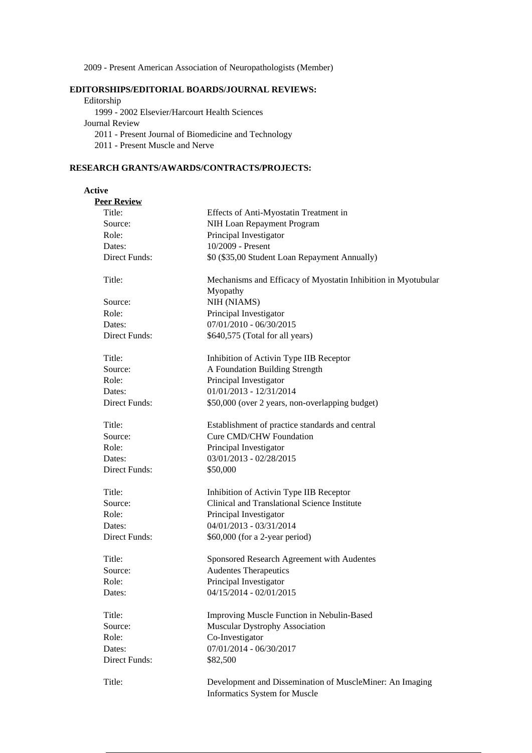2009 - Present American Association of Neuropathologists (Member)

## EDITORSHIPS/EDITORIAL BOARDS/JOURNAL REVIEWS:

Editorship

- 1999 - 2002 Elsevier/Harcourt Health Sciences

Journal Review

- 2011 - Present Journal of Biomedicine and Technology
- 2011 - Present Muscle and Nerve

## RESEARCH GRANTS/AWARDS/CONTRACTS/PROJECTS:

**Active**

**Peer Review**

| | |
|---|---|
| Title: | Effects of Anti-Myostatin Treatment in |
| Source: | NIH Loan Repayment Program |
| Role: | Principal Investigator |
| Dates: | 10/2009 - Present |
| Direct Funds: | $0 ($35,00 Student Loan Repayment Annually) |

| | |
|---|---|
| Title: | Mechanisms and Efficacy of Myostatin Inhibition in Myotubular Myopathy |
| Source: | NIH (NIAMS) |
| Role: | Principal Investigator |
| Dates: | 07/01/2010 - 06/30/2015 |
| Direct Funds: | $640,575 (Total for all years) |

| | |
|---|---|
| Title: | Inhibition of Activin Type IIB Receptor |
| Source: | A Foundation Building Strength |
| Role: | Principal Investigator |
| Dates: | 01/01/2013 - 12/31/2014 |
| Direct Funds: | $50,000 (over 2 years, non-overlapping budget) |

| | |
|---|---|
| Title: | Establishment of practice standards and central |
| Source: | Cure CMD/CHW Foundation |
| Role: | Principal Investigator |
| Dates: | 03/01/2013 - 02/28/2015 |
| Direct Funds: | $50,000 |

| | |
|---|---|
| Title: | Inhibition of Activin Type IIB Receptor |
| Source: | Clinical and Translational Science Institute |
| Role: | Principal Investigator |
| Dates: | 04/01/2013 - 03/31/2014 |
| Direct Funds: | $60,000 (for a 2-year period) |

| | |
|---|---|
| Title: | Sponsored Research Agreement with Audentes |
| Source: | Audentes Therapeutics |
| Role: | Principal Investigator |
| Dates: | 04/15/2014 - 02/01/2015 |

| | |
|---|---|
| Title: | Improving Muscle Function in Nebulin-Based |
| Source: | Muscular Dystrophy Association |
| Role: | Co-Investigator |
| Dates: | 07/01/2014 - 06/30/2017 |
| Direct Funds: | $82,500 |

| | |
|---|---|
| Title: | Development and Dissemination of MuscleMiner: An Imaging Informatics System for Muscle |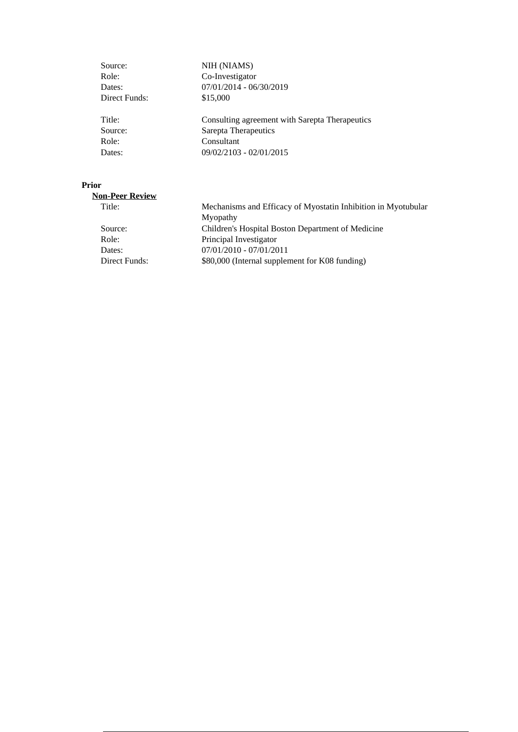| | |
|---|---|
| Source: | NIH (NIAMS) |
| Role: | Co-Investigator |
| Dates: | 07/01/2014 - 06/30/2019 |
| Direct Funds: | $15,000 |

| | |
|---|---|
| Title: | Consulting agreement with Sarepta Therapeutics |
| Source: | Sarepta Therapeutics |
| Role: | Consultant |
| Dates: | 09/02/2103 - 02/01/2015 |

**Prior**

**Non-Peer Review**

| | |
|---|---|
| Title: | Mechanisms and Efficacy of Myostatin Inhibition in Myotubular Myopathy |
| Source: | Children's Hospital Boston Department of Medicine |
| Role: | Principal Investigator |
| Dates: | 07/01/2010 - 07/01/2011 |
| Direct Funds: | $80,000 (Internal supplement for K08 funding) |